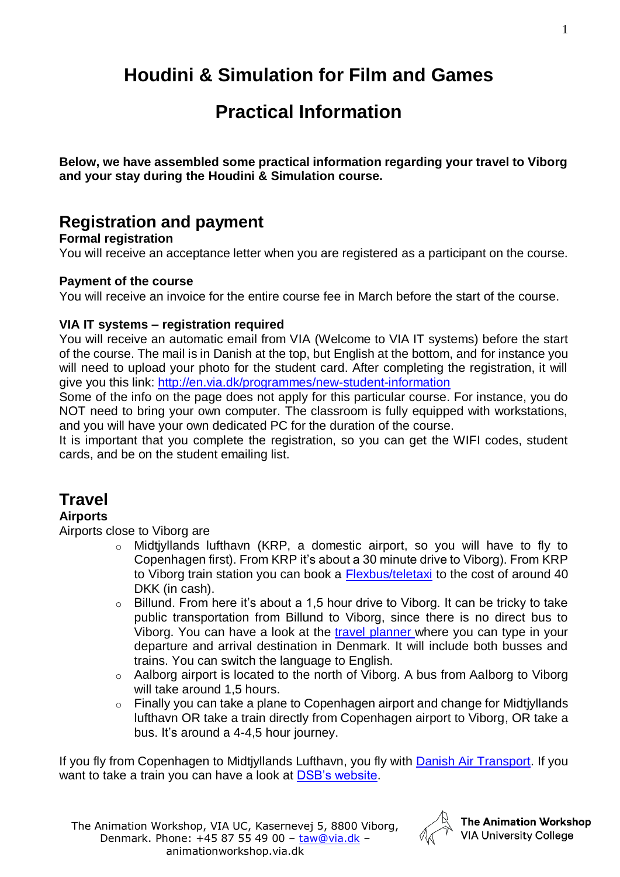# Houdini & Simulation for Film and Games

# Practical Information

**Below, we have assembled some practical information regarding your travel to Viborg and your stay during the Houdini & Simulation course.**

## Registration and payment

**Formal registration**

You will receive an acceptance letter when you are registered as a participant on the course.

**Payment of the course**

You will receive an invoice for the entire course fee in March before the start of the course.

**VIA IT systems – registration required**

You will receive an automatic email from VIA (Welcome to VIA IT systems) before the start of the course. The mail is in Danish at the top, but English at the bottom, and for instance you will need to upload your photo for the student card. After completing the registration, it will give you this link: http://en.via.dk/programmes/new-student-information

Some of the info on the page does not apply for this particular course. For instance, you do NOT need to bring your own computer. The classroom is fully equipped with workstations, and you will have your own dedicated PC for the duration of the course.

It is important that you complete the registration, so you can get the WIFI codes, student cards, and be on the student emailing list.

## Travel

**Airports**

Airports close to Viborg are

- Midtjyllands lufthavn (KRP, a domestic airport, so you will have to fly to Copenhagen first). From KRP it's about a 30 minute drive to Viborg). From KRP to Viborg train station you can book a Flexbus/teletaxi to the cost of around 40 DKK (in cash).
- Billund. From here it's about a 1,5 hour drive to Viborg. It can be tricky to take public transportation from Billund to Viborg, since there is no direct bus to Viborg. You can have a look at the travel planner where you can type in your departure and arrival destination in Denmark. It will include both busses and trains. You can switch the language to English.
- Aalborg airport is located to the north of Viborg. A bus from Aalborg to Viborg will take around 1,5 hours.
- Finally you can take a plane to Copenhagen airport and change for Midtjyllands lufthavn OR take a train directly from Copenhagen airport to Viborg, OR take a bus. It's around a 4-4,5 hour journey.

If you fly from Copenhagen to Midtjyllands Lufthavn, you fly with Danish Air Transport. If you want to take a train you can have a look at DSB's website.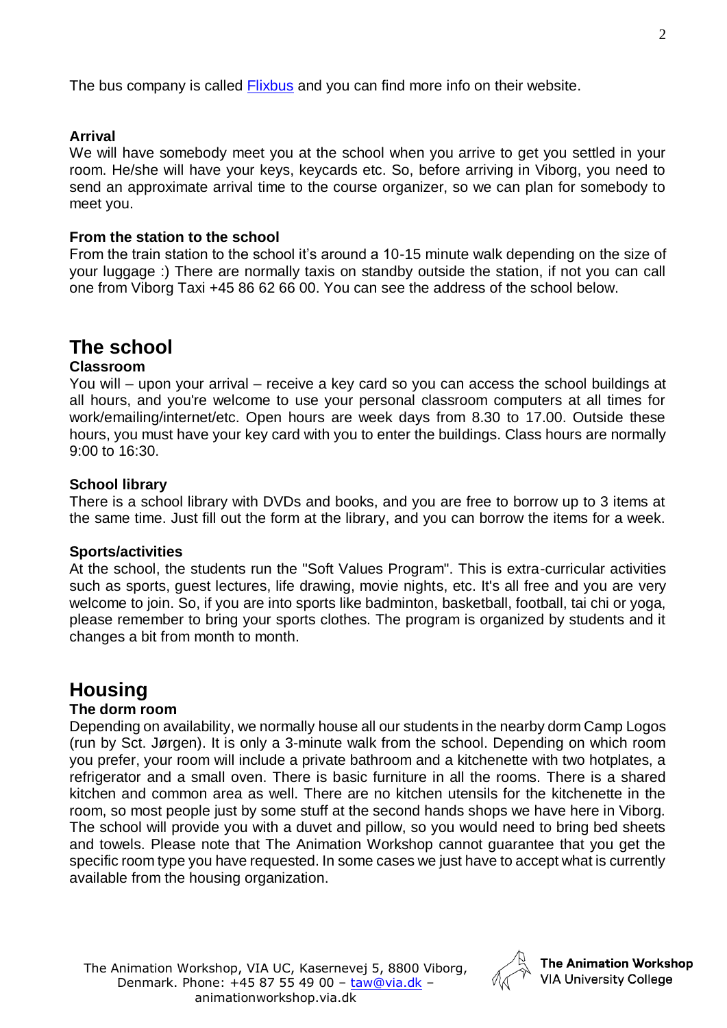The bus company is called [Flixbus](https://www.flixbus.com) and you can find more info on their website.

**Arrival**

We will have somebody meet you at the school when you arrive to get you settled in your room. He/she will have your keys, keycards etc. So, before arriving in Viborg, you need to send an approximate arrival time to the course organizer, so we can plan for somebody to meet you.

**From the station to the school**

From the train station to the school it's around a 10-15 minute walk depending on the size of your luggage :) There are normally taxis on standby outside the station, if not you can call one from Viborg Taxi +45 86 62 66 00. You can see the address of the school below.

## The school

**Classroom**

You will – upon your arrival – receive a key card so you can access the school buildings at all hours, and you're welcome to use your personal classroom computers at all times for work/emailing/internet/etc. Open hours are week days from 8.30 to 17.00. Outside these hours, you must have your key card with you to enter the buildings. Class hours are normally 9:00 to 16:30.

**School library**

There is a school library with DVDs and books, and you are free to borrow up to 3 items at the same time. Just fill out the form at the library, and you can borrow the items for a week.

**Sports/activities**

At the school, the students run the "Soft Values Program". This is extra-curricular activities such as sports, guest lectures, life drawing, movie nights, etc. It's all free and you are very welcome to join. So, if you are into sports like badminton, basketball, football, tai chi or yoga, please remember to bring your sports clothes. The program is organized by students and it changes a bit from month to month.

## Housing

**The dorm room**

Depending on availability, we normally house all our students in the nearby dorm Camp Logos (run by Sct. Jørgen). It is only a 3-minute walk from the school. Depending on which room you prefer, your room will include a private bathroom and a kitchenette with two hotplates, a refrigerator and a small oven. There is basic furniture in all the rooms. There is a shared kitchen and common area as well. There are no kitchen utensils for the kitchenette in the room, so most people just by some stuff at the second hands shops we have here in Viborg. The school will provide you with a duvet and pillow, so you would need to bring bed sheets and towels. Please note that The Animation Workshop cannot guarantee that you get the specific room type you have requested. In some cases we just have to accept what is currently available from the housing organization.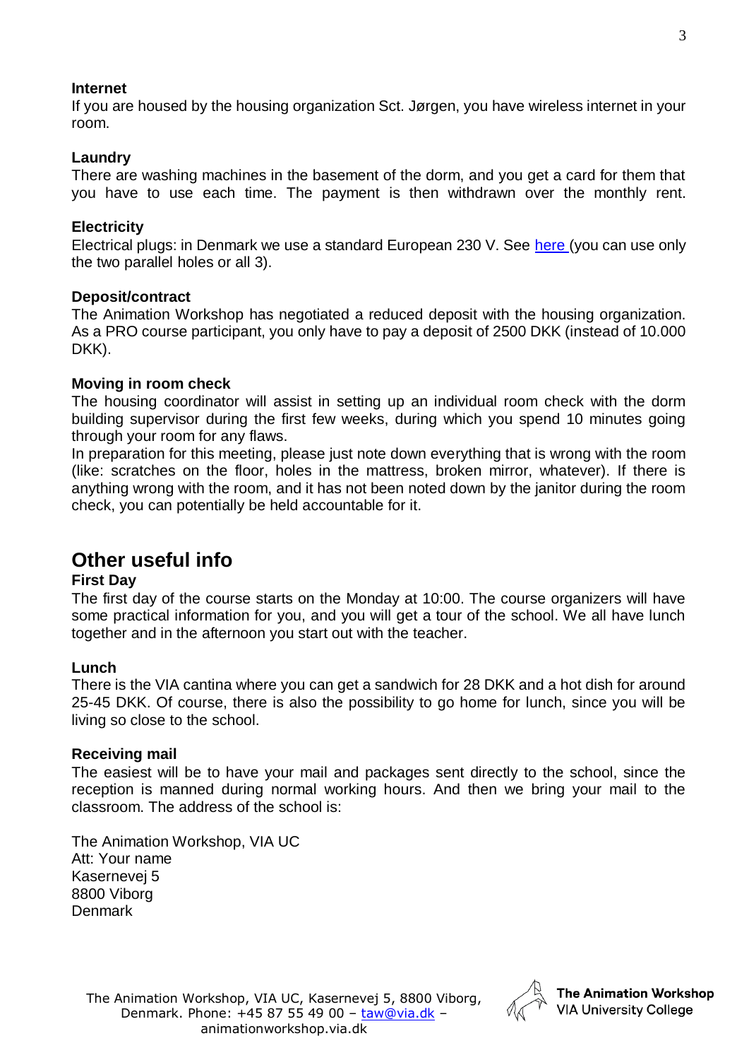### Internet

If you are housed by the housing organization Sct. Jørgen, you have wireless internet in your room.

### Laundry

There are washing machines in the basement of the dorm, and you get a card for them that you have to use each time. The payment is then withdrawn over the monthly rent.

### Electricity

Electrical plugs: in Denmark we use a standard European 230 V. See here (you can use only the two parallel holes or all 3).

### Deposit/contract

The Animation Workshop has negotiated a reduced deposit with the housing organization. As a PRO course participant, you only have to pay a deposit of 2500 DKK (instead of 10.000 DKK).

### Moving in room check

The housing coordinator will assist in setting up an individual room check with the dorm building supervisor during the first few weeks, during which you spend 10 minutes going through your room for any flaws.

In preparation for this meeting, please just note down everything that is wrong with the room (like: scratches on the floor, holes in the mattress, broken mirror, whatever). If there is anything wrong with the room, and it has not been noted down by the janitor during the room check, you can potentially be held accountable for it.

## Other useful info

### First Day

The first day of the course starts on the Monday at 10:00. The course organizers will have some practical information for you, and you will get a tour of the school. We all have lunch together and in the afternoon you start out with the teacher.

### Lunch

There is the VIA cantina where you can get a sandwich for 28 DKK and a hot dish for around 25-45 DKK. Of course, there is also the possibility to go home for lunch, since you will be living so close to the school.

### Receiving mail

The easiest will be to have your mail and packages sent directly to the school, since the reception is manned during normal working hours. And then we bring your mail to the classroom. The address of the school is:

The Animation Workshop, VIA UC
Att: Your name
Kasernevej 5
8800 Viborg
Denmark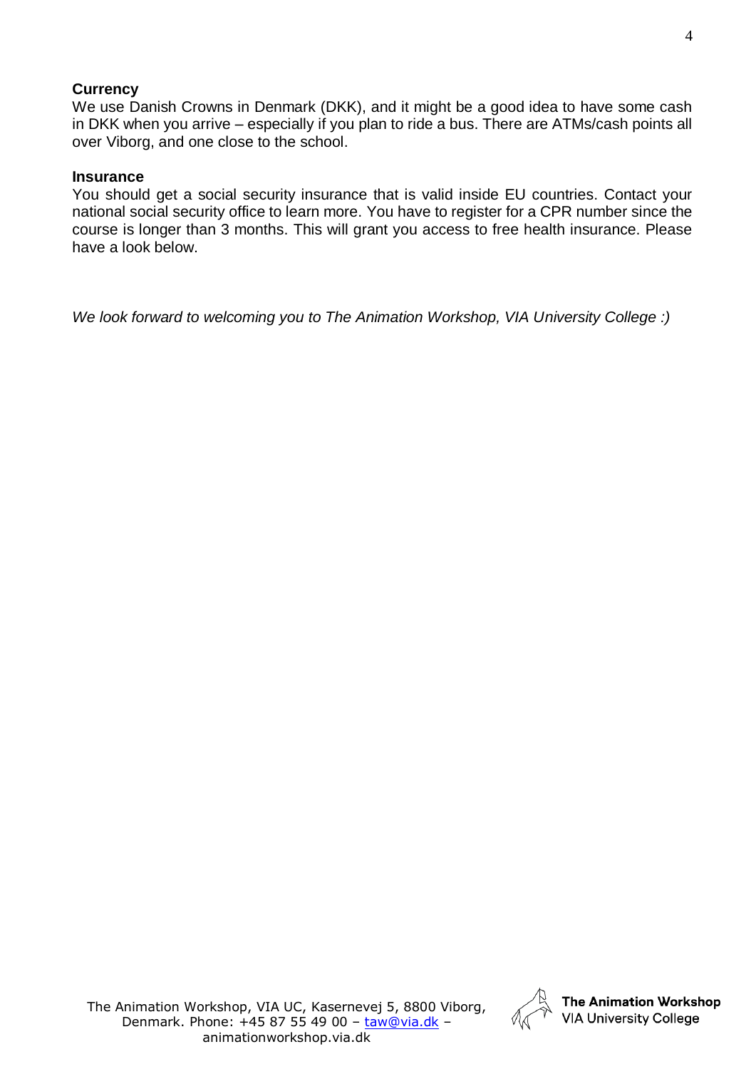**Currency**

We use Danish Crowns in Denmark (DKK), and it might be a good idea to have some cash in DKK when you arrive – especially if you plan to ride a bus. There are ATMs/cash points all over Viborg, and one close to the school.

**Insurance**

You should get a social security insurance that is valid inside EU countries. Contact your national social security office to learn more. You have to register for a CPR number since the course is longer than 3 months. This will grant you access to free health insurance. Please have a look below.

*We look forward to welcoming you to The Animation Workshop, VIA University College :)*